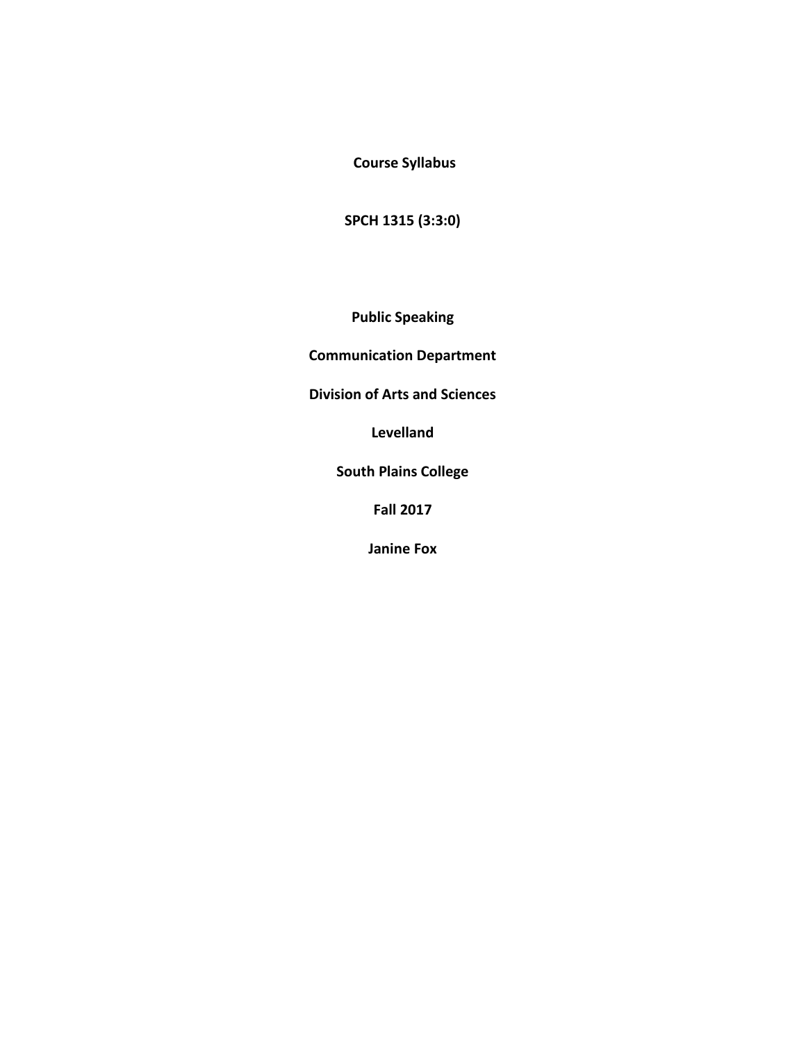**Course Syllabus**

**SPCH 1315 (3:3:0)**

**Public Speaking**

**Communication Department**

**Division of Arts and Sciences**

**Levelland**

**South Plains College**

**Fall 2017**

**Janine Fox**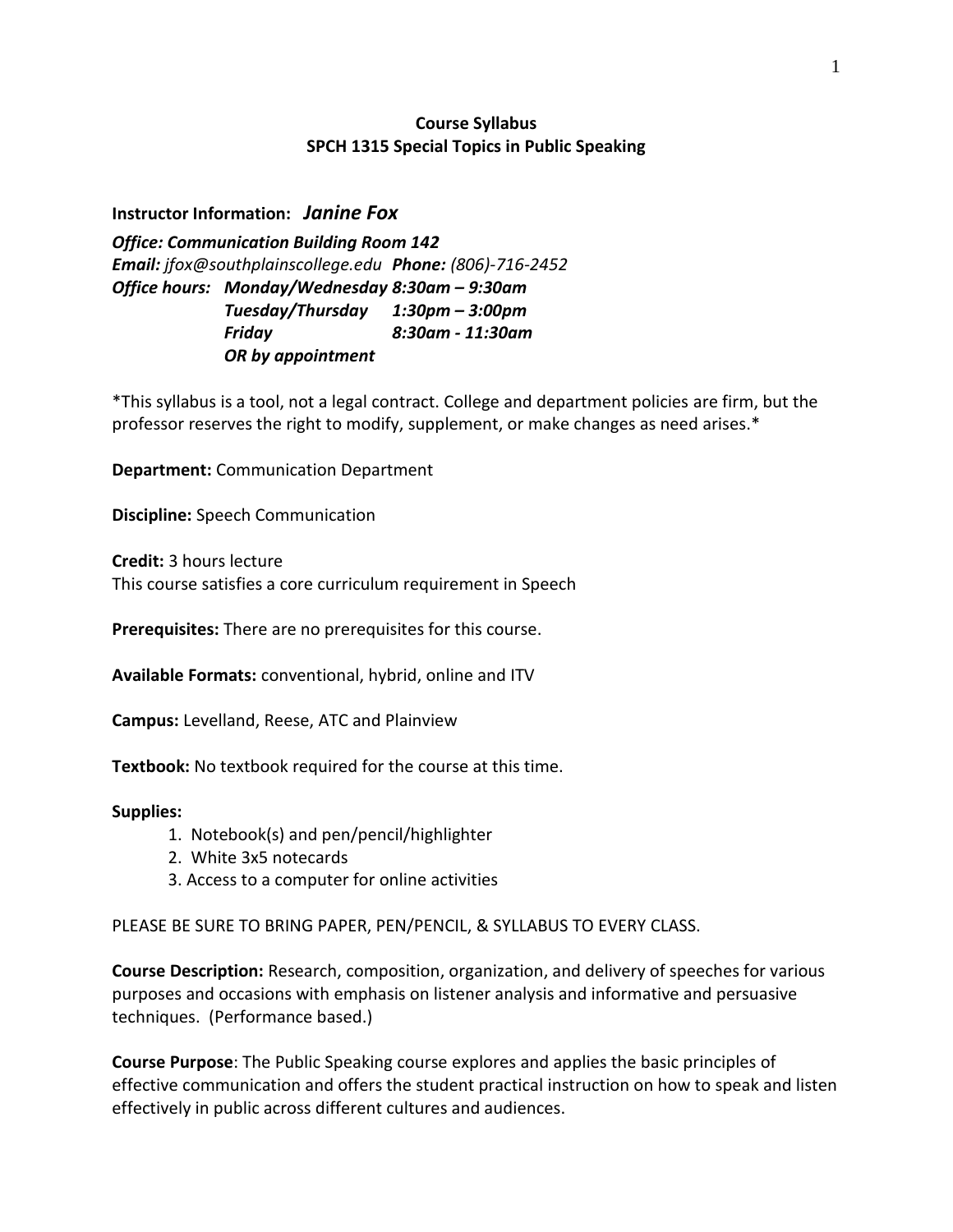**Course Syllabus**
**SPCH 1315 Special Topics in Public Speaking**

**Instructor Information:** ***Janine Fox***

***Office: Communication Building Room 142***
***Email:*** *jfox@southplainscollege.edu* ***Phone:*** *(806)-716-2452*
***Office hours: Monday/Wednesday 8:30am – 9:30am***
***Tuesday/Thursday 1:30pm – 3:00pm***
***Friday 8:30am - 11:30am***
***OR by appointment***

*This syllabus is a tool, not a legal contract. College and department policies are firm, but the professor reserves the right to modify, supplement, or make changes as need arises.*

**Department:** Communication Department

**Discipline:** Speech Communication

**Credit:** 3 hours lecture
This course satisfies a core curriculum requirement in Speech

**Prerequisites:** There are no prerequisites for this course.

**Available Formats:** conventional, hybrid, online and ITV

**Campus:** Levelland, Reese, ATC and Plainview

**Textbook:** No textbook required for the course at this time.

**Supplies:**

1. Notebook(s) and pen/pencil/highlighter
2. White 3x5 notecards
3. Access to a computer for online activities

PLEASE BE SURE TO BRING PAPER, PEN/PENCIL, & SYLLABUS TO EVERY CLASS.

**Course Description:** Research, composition, organization, and delivery of speeches for various purposes and occasions with emphasis on listener analysis and informative and persuasive techniques. (Performance based.)

**Course Purpose**: The Public Speaking course explores and applies the basic principles of effective communication and offers the student practical instruction on how to speak and listen effectively in public across different cultures and audiences.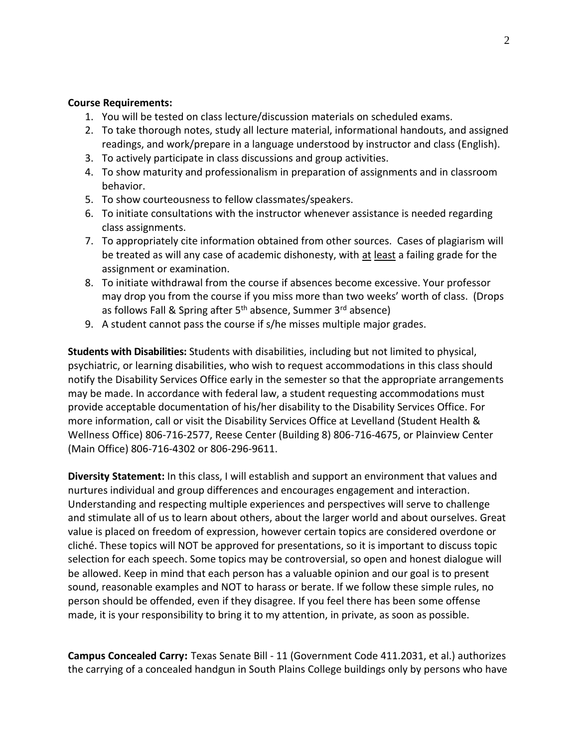**Course Requirements:**

1. You will be tested on class lecture/discussion materials on scheduled exams.
2. To take thorough notes, study all lecture material, informational handouts, and assigned readings, and work/prepare in a language understood by instructor and class (English).
3. To actively participate in class discussions and group activities.
4. To show maturity and professionalism in preparation of assignments and in classroom behavior.
5. To show courteousness to fellow classmates/speakers.
6. To initiate consultations with the instructor whenever assistance is needed regarding class assignments.
7. To appropriately cite information obtained from other sources. Cases of plagiarism will be treated as will any case of academic dishonesty, with at least a failing grade for the assignment or examination.
8. To initiate withdrawal from the course if absences become excessive. Your professor may drop you from the course if you miss more than two weeks' worth of class. (Drops as follows Fall & Spring after 5th absence, Summer 3rd absence)
9. A student cannot pass the course if s/he misses multiple major grades.

**Students with Disabilities:** Students with disabilities, including but not limited to physical, psychiatric, or learning disabilities, who wish to request accommodations in this class should notify the Disability Services Office early in the semester so that the appropriate arrangements may be made. In accordance with federal law, a student requesting accommodations must provide acceptable documentation of his/her disability to the Disability Services Office. For more information, call or visit the Disability Services Office at Levelland (Student Health & Wellness Office) 806-716-2577, Reese Center (Building 8) 806-716-4675, or Plainview Center (Main Office) 806-716-4302 or 806-296-9611.

**Diversity Statement:** In this class, I will establish and support an environment that values and nurtures individual and group differences and encourages engagement and interaction. Understanding and respecting multiple experiences and perspectives will serve to challenge and stimulate all of us to learn about others, about the larger world and about ourselves. Great value is placed on freedom of expression, however certain topics are considered overdone or cliché. These topics will NOT be approved for presentations, so it is important to discuss topic selection for each speech. Some topics may be controversial, so open and honest dialogue will be allowed. Keep in mind that each person has a valuable opinion and our goal is to present sound, reasonable examples and NOT to harass or berate. If we follow these simple rules, no person should be offended, even if they disagree. If you feel there has been some offense made, it is your responsibility to bring it to my attention, in private, as soon as possible.

**Campus Concealed Carry:** Texas Senate Bill - 11 (Government Code 411.2031, et al.) authorizes the carrying of a concealed handgun in South Plains College buildings only by persons who have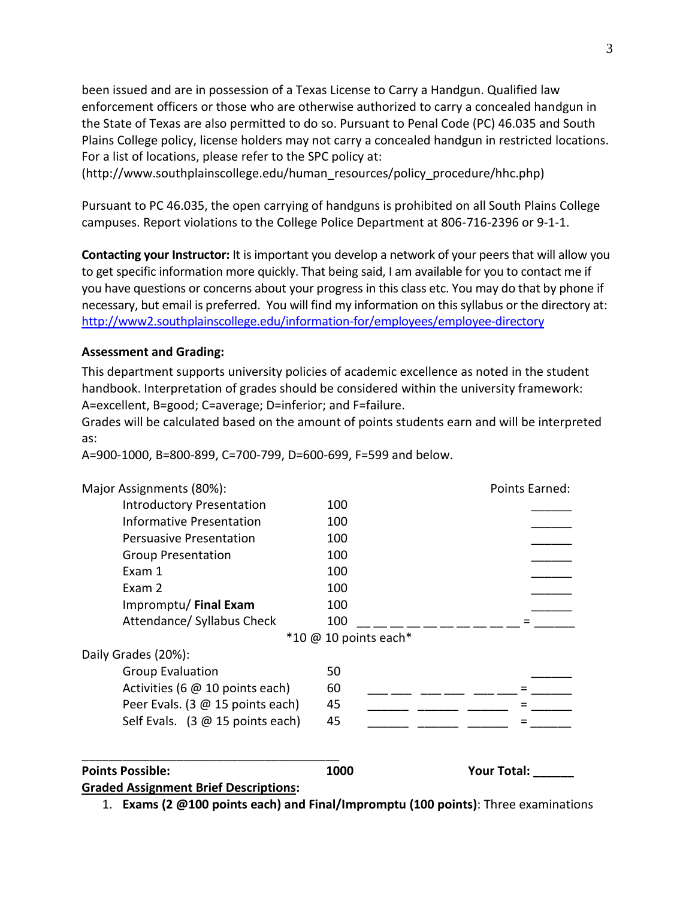been issued and are in possession of a Texas License to Carry a Handgun. Qualified law enforcement officers or those who are otherwise authorized to carry a concealed handgun in the State of Texas are also permitted to do so. Pursuant to Penal Code (PC) 46.035 and South Plains College policy, license holders may not carry a concealed handgun in restricted locations. For a list of locations, please refer to the SPC policy at: (http://www.southplainscollege.edu/human_resources/policy_procedure/hhc.php)

Pursuant to PC 46.035, the open carrying of handguns is prohibited on all South Plains College campuses. Report violations to the College Police Department at 806-716-2396 or 9-1-1.

**Contacting your Instructor:** It is important you develop a network of your peers that will allow you to get specific information more quickly. That being said, I am available for you to contact me if you have questions or concerns about your progress in this class etc. You may do that by phone if necessary, but email is preferred. You will find my information on this syllabus or the directory at: http://www2.southplainscollege.edu/information-for/employees/employee-directory

**Assessment and Grading:**

This department supports university policies of academic excellence as noted in the student handbook. Interpretation of grades should be considered within the university framework: A=excellent, B=good; C=average; D=inferior; and F=failure.
Grades will be calculated based on the amount of points students earn and will be interpreted as:
A=900-1000, B=800-899, C=700-799, D=600-699, F=599 and below.

| Major Assignments (80%): | | | Points Earned: |
|---|---|---|---|
| Introductory Presentation | 100 | | ______ |
| Informative Presentation | 100 | | ______ |
| Persuasive Presentation | 100 | | ______ |
| Group Presentation | 100 | | ______ |
| Exam 1 | 100 | | ______ |
| Exam 2 | 100 | | ______ |
| Impromptu/ **Final Exam** | 100 | | ______ |
| Attendance/ Syllabus Check | 100 *10 @ 10 points each* | __ __ __ __ __ __ __ __ __ __ = | ______ |
| **Daily Grades (20%):** | | | |
| Group Evaluation | 50 | | ______ |
| Activities (6 @ 10 points each) | 60 | ___ ___ ___ ___ ___ ___ = | ______ |
| Peer Evals. (3 @ 15 points each) | 45 | ______ ______ ______ = | ______ |
| Self Evals. (3 @ 15 points each) | 45 | ______ ______ ______ = | ______ |
| **Points Possible:** | **1000** | **Your Total:** | ______ |

**Graded Assignment Brief Descriptions:**

1. **Exams (2 @100 points each) and Final/Impromptu (100 points)**: Three examinations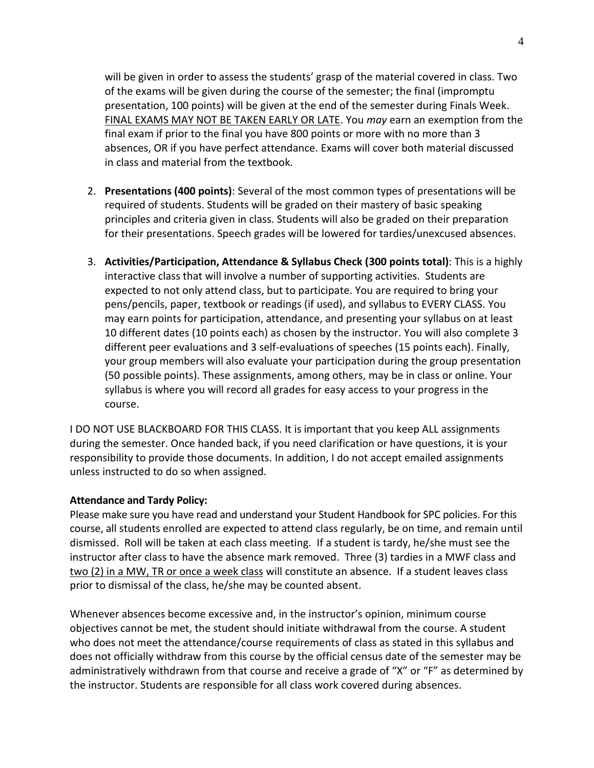will be given in order to assess the students' grasp of the material covered in class. Two of the exams will be given during the course of the semester; the final (impromptu presentation, 100 points) will be given at the end of the semester during Finals Week. <u>FINAL EXAMS MAY NOT BE TAKEN EARLY OR LATE</u>. You *may* earn an exemption from the final exam if prior to the final you have 800 points or more with no more than 3 absences, OR if you have perfect attendance. Exams will cover both material discussed in class and material from the textbook.

2. **Presentations (400 points)**: Several of the most common types of presentations will be required of students. Students will be graded on their mastery of basic speaking principles and criteria given in class. Students will also be graded on their preparation for their presentations. Speech grades will be lowered for tardies/unexcused absences.

3. **Activities/Participation, Attendance & Syllabus Check (300 points total)**: This is a highly interactive class that will involve a number of supporting activities. Students are expected to not only attend class, but to participate. You are required to bring your pens/pencils, paper, textbook or readings (if used), and syllabus to EVERY CLASS. You may earn points for participation, attendance, and presenting your syllabus on at least 10 different dates (10 points each) as chosen by the instructor. You will also complete 3 different peer evaluations and 3 self-evaluations of speeches (15 points each). Finally, your group members will also evaluate your participation during the group presentation (50 possible points). These assignments, among others, may be in class or online. Your syllabus is where you will record all grades for easy access to your progress in the course.

I DO NOT USE BLACKBOARD FOR THIS CLASS. It is important that you keep ALL assignments during the semester. Once handed back, if you need clarification or have questions, it is your responsibility to provide those documents. In addition, I do not accept emailed assignments unless instructed to do so when assigned.

**Attendance and Tardy Policy:**

Please make sure you have read and understand your Student Handbook for SPC policies. For this course, all students enrolled are expected to attend class regularly, be on time, and remain until dismissed. Roll will be taken at each class meeting. If a student is tardy, he/she must see the instructor after class to have the absence mark removed. Three (3) tardies in a MWF class and <u>two (2) in a MW, TR or once a week class</u> will constitute an absence. If a student leaves class prior to dismissal of the class, he/she may be counted absent.

Whenever absences become excessive and, in the instructor's opinion, minimum course objectives cannot be met, the student should initiate withdrawal from the course. A student who does not meet the attendance/course requirements of class as stated in this syllabus and does not officially withdraw from this course by the official census date of the semester may be administratively withdrawn from that course and receive a grade of "X" or "F" as determined by the instructor. Students are responsible for all class work covered during absences.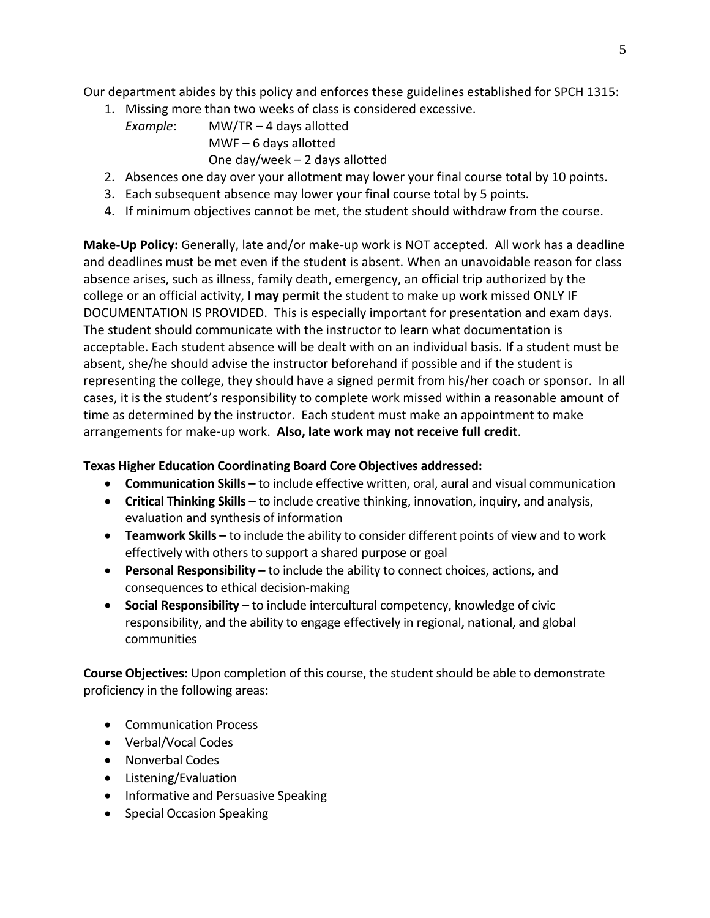Our department abides by this policy and enforces these guidelines established for SPCH 1315:

1. Missing more than two weeks of class is considered excessive.
   *Example*: MW/TR – 4 days allotted
   MWF – 6 days allotted
   One day/week – 2 days allotted
2. Absences one day over your allotment may lower your final course total by 10 points.
3. Each subsequent absence may lower your final course total by 5 points.
4. If minimum objectives cannot be met, the student should withdraw from the course.

**Make-Up Policy:** Generally, late and/or make-up work is NOT accepted. All work has a deadline and deadlines must be met even if the student is absent. When an unavoidable reason for class absence arises, such as illness, family death, emergency, an official trip authorized by the college or an official activity, I **may** permit the student to make up work missed ONLY IF DOCUMENTATION IS PROVIDED. This is especially important for presentation and exam days. The student should communicate with the instructor to learn what documentation is acceptable. Each student absence will be dealt with on an individual basis. If a student must be absent, she/he should advise the instructor beforehand if possible and if the student is representing the college, they should have a signed permit from his/her coach or sponsor. In all cases, it is the student's responsibility to complete work missed within a reasonable amount of time as determined by the instructor. Each student must make an appointment to make arrangements for make-up work. **Also, late work may not receive full credit**.

**Texas Higher Education Coordinating Board Core Objectives addressed:**

- **Communication Skills –** to include effective written, oral, aural and visual communication
- **Critical Thinking Skills –** to include creative thinking, innovation, inquiry, and analysis, evaluation and synthesis of information
- **Teamwork Skills –** to include the ability to consider different points of view and to work effectively with others to support a shared purpose or goal
- **Personal Responsibility –** to include the ability to connect choices, actions, and consequences to ethical decision-making
- **Social Responsibility –** to include intercultural competency, knowledge of civic responsibility, and the ability to engage effectively in regional, national, and global communities

**Course Objectives:** Upon completion of this course, the student should be able to demonstrate proficiency in the following areas:

- Communication Process
- Verbal/Vocal Codes
- Nonverbal Codes
- Listening/Evaluation
- Informative and Persuasive Speaking
- Special Occasion Speaking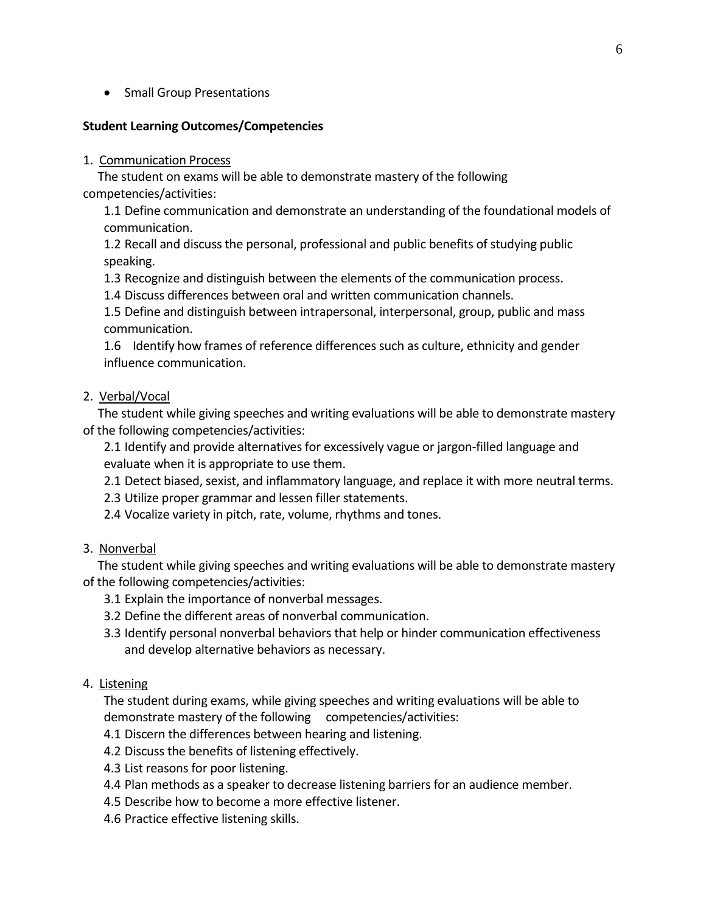- Small Group Presentations

**Student Learning Outcomes/Competencies**

1. Communication Process

   The student on exams will be able to demonstrate mastery of the following competencies/activities:

   1.1 Define communication and demonstrate an understanding of the foundational models of communication.

   1.2 Recall and discuss the personal, professional and public benefits of studying public speaking.

   1.3 Recognize and distinguish between the elements of the communication process.

   1.4 Discuss differences between oral and written communication channels.

   1.5 Define and distinguish between intrapersonal, interpersonal, group, public and mass communication.

   1.6 Identify how frames of reference differences such as culture, ethnicity and gender influence communication.

2. Verbal/Vocal

   The student while giving speeches and writing evaluations will be able to demonstrate mastery of the following competencies/activities:

   2.1 Identify and provide alternatives for excessively vague or jargon-filled language and evaluate when it is appropriate to use them.

   2.1 Detect biased, sexist, and inflammatory language, and replace it with more neutral terms.

   2.3 Utilize proper grammar and lessen filler statements.

   2.4 Vocalize variety in pitch, rate, volume, rhythms and tones.

3. Nonverbal

   The student while giving speeches and writing evaluations will be able to demonstrate mastery of the following competencies/activities:

   3.1 Explain the importance of nonverbal messages.

   3.2 Define the different areas of nonverbal communication.

   3.3 Identify personal nonverbal behaviors that help or hinder communication effectiveness and develop alternative behaviors as necessary.

4. Listening

   The student during exams, while giving speeches and writing evaluations will be able to demonstrate mastery of the following competencies/activities:

   4.1 Discern the differences between hearing and listening.

   4.2 Discuss the benefits of listening effectively.

   4.3 List reasons for poor listening.

   4.4 Plan methods as a speaker to decrease listening barriers for an audience member.

   4.5 Describe how to become a more effective listener.

   4.6 Practice effective listening skills.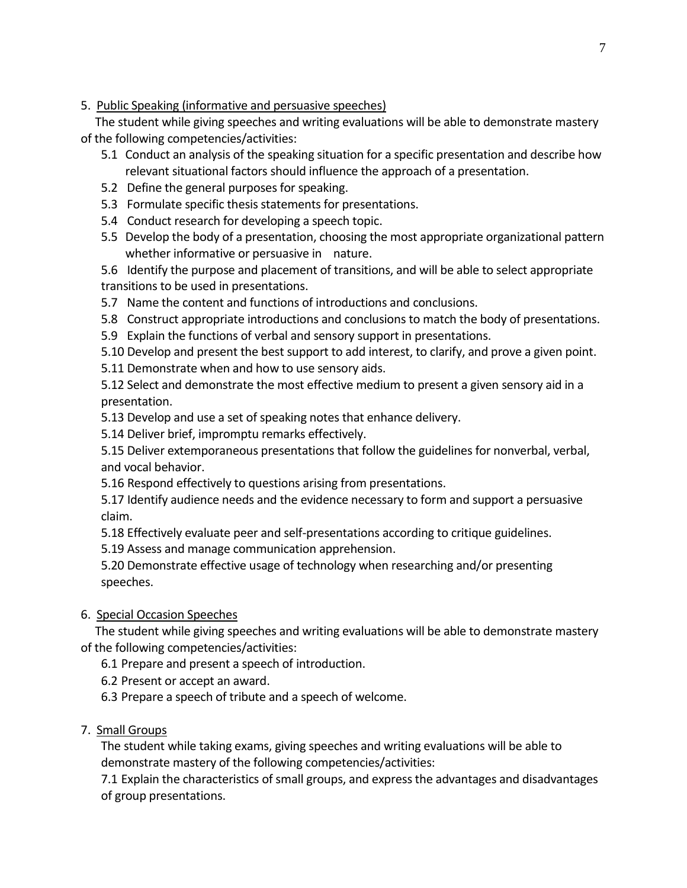5. <u>Public Speaking (informative and persuasive speeches)</u>

The student while giving speeches and writing evaluations will be able to demonstrate mastery of the following competencies/activities:

5.1 Conduct an analysis of the speaking situation for a specific presentation and describe how relevant situational factors should influence the approach of a presentation.

5.2 Define the general purposes for speaking.

5.3 Formulate specific thesis statements for presentations.

5.4 Conduct research for developing a speech topic.

5.5 Develop the body of a presentation, choosing the most appropriate organizational pattern whether informative or persuasive in nature.

5.6 Identify the purpose and placement of transitions, and will be able to select appropriate transitions to be used in presentations.

5.7 Name the content and functions of introductions and conclusions.

5.8 Construct appropriate introductions and conclusions to match the body of presentations.

5.9 Explain the functions of verbal and sensory support in presentations.

5.10 Develop and present the best support to add interest, to clarify, and prove a given point.

5.11 Demonstrate when and how to use sensory aids.

5.12 Select and demonstrate the most effective medium to present a given sensory aid in a presentation.

5.13 Develop and use a set of speaking notes that enhance delivery.

5.14 Deliver brief, impromptu remarks effectively.

5.15 Deliver extemporaneous presentations that follow the guidelines for nonverbal, verbal, and vocal behavior.

5.16 Respond effectively to questions arising from presentations.

5.17 Identify audience needs and the evidence necessary to form and support a persuasive claim.

5.18 Effectively evaluate peer and self-presentations according to critique guidelines.

5.19 Assess and manage communication apprehension.

5.20 Demonstrate effective usage of technology when researching and/or presenting speeches.

6. <u>Special Occasion Speeches</u>

The student while giving speeches and writing evaluations will be able to demonstrate mastery of the following competencies/activities:

6.1 Prepare and present a speech of introduction.

6.2 Present or accept an award.

6.3 Prepare a speech of tribute and a speech of welcome.

7. <u>Small Groups</u>

The student while taking exams, giving speeches and writing evaluations will be able to demonstrate mastery of the following competencies/activities:

7.1 Explain the characteristics of small groups, and express the advantages and disadvantages of group presentations.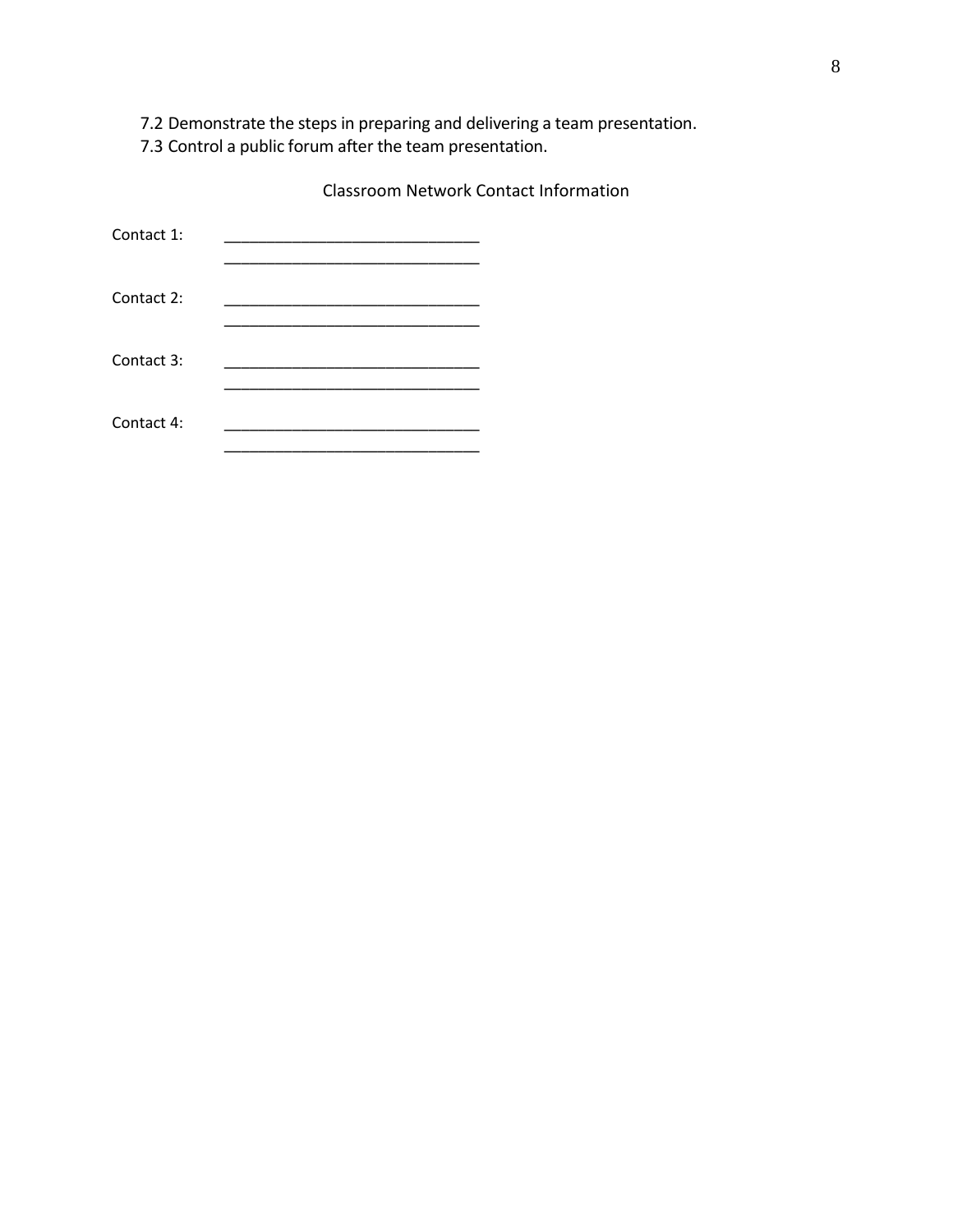7.2 Demonstrate the steps in preparing and delivering a team presentation.
7.3 Control a public forum after the team presentation.

Classroom Network Contact Information

Contact 1: ______________________________
______________________________

Contact 2: ______________________________
______________________________

Contact 3: ______________________________
______________________________

Contact 4: ______________________________
______________________________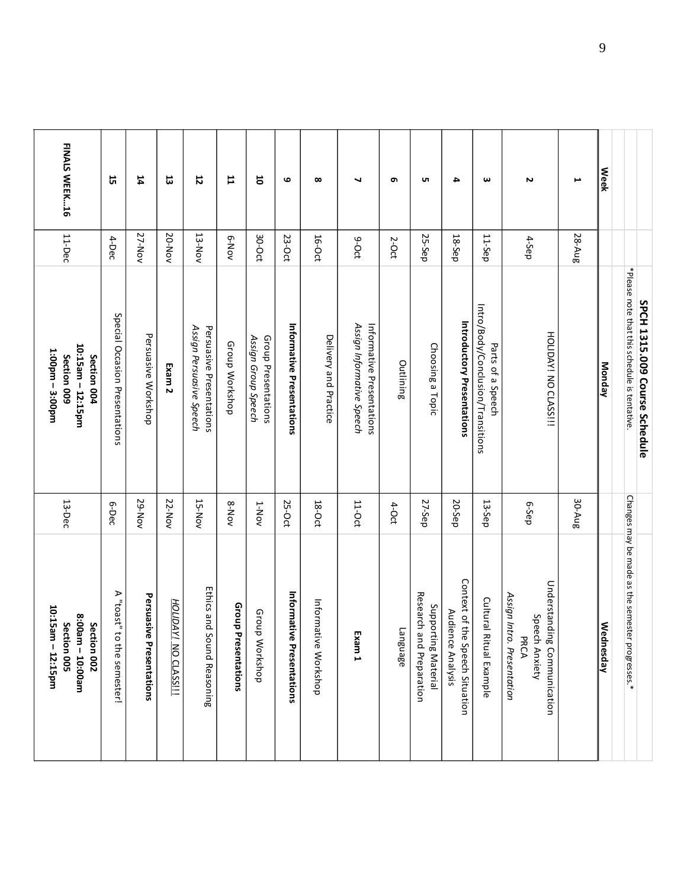# SPCH 1315.009 Course Schedule

*Please note that this schedule is tentative. Changes may be made as the semester progresses.*

| Week | | Monday | | Wednesday |
|---|---|---|---|---|
| **1** | 28-Aug | HOLIDAY! NO CLASS!!! | 30-Aug | |
| **2** | 4-Sep | | 6-Sep | Understanding Communication<br>Speech Anxiety<br>PRCA<br>*Assign Intro. Presentation* |
| **3** | 11-Sep | Parts of a Speech<br>Intro/Body/Conclusion/Transitions | 13-Sep | Cultural Ritual Example |
| **4** | 18-Sep | **Introductory Presentations** | 20-Sep | Context of the Speech Situation<br>Audience Analysis |
| **5** | 25-Sep | Choosing a Topic | 27-Sep | Supporting Material<br>Research and Preparation |
| **6** | 2-Oct | Outlining | 4-Oct | Language |
| **7** | 9-Oct | Informative Presentations<br>*Assign Informative Speech* | 11-Oct | **Exam 1** |
| **8** | 16-Oct | Delivery and Practice | 18-Oct | Informative Workshop |
| **9** | 23-Oct | **Informative Presentations** | 25-Oct | **Informative Presentations** |
| **10** | 30-Oct | Group Presentations<br>*Assign Group Speech* | 1-Nov | Group Workshop |
| **11** | 6-Nov | Group Workshop | 8-Nov | **Group Presentations** |
| **12** | 13-Nov | Persuasive Presentations<br>*Assign Persuasive Speech* | 15-Nov | Ethics and Sound Reasoning |
| **13** | 20-Nov | **Exam 2** | 22-Nov | *HOLIDAY! NO CLASS!!!* |
| **14** | 27-Nov | Persuasive Workshop | 29-Nov | **Persuasive Presentations** |
| **15** | 4-Dec | Special Occasion Presentations | 6-Dec | A "toast" to the semester! |
| **FINALS WEEK...16** | 11-Dec | **Section 004**<br>**10:15am – 12:15pm**<br>**Section 009**<br>**1:00pm – 3:00pm** | 13-Dec | **Section 002**<br>**8:00am – 10:00am**<br>**Section 005**<br>**10:15am – 12:15pm** |